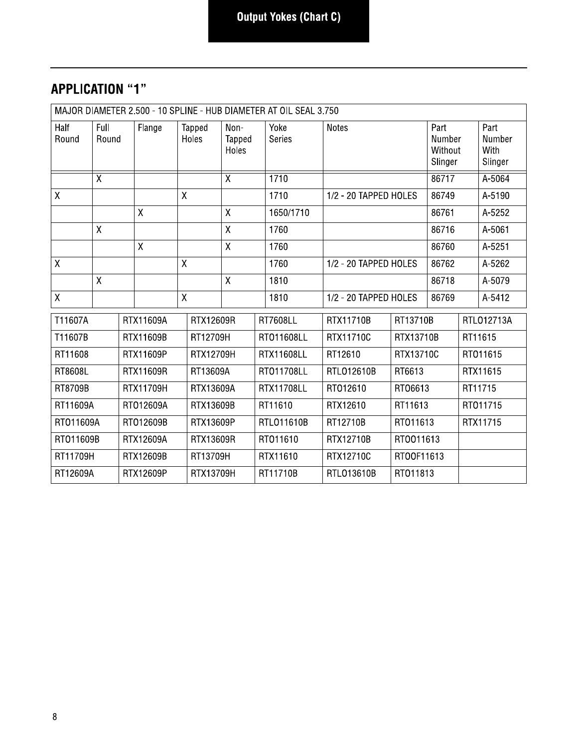# Output Yokes (Chart C)

## APPLICATION "1"

| MAJOR DIAMETER 2.500 - 10 SPLINE - HUB DIAMETER AT OIL SEAL 3.750 | | | | | | | | |
|---|---|---|---|---|---|---|---|---|
| Half Round | Full Round | Flange | Tapped Holes | Non-Tapped Holes | Yoke Series | Notes | Part Number Without Slinger | Part Number With Slinger |
| | X | | | X | 1710 | | 86717 | A-5064 |
| X | | | X | | 1710 | 1/2 - 20 TAPPED HOLES | 86749 | A-5190 |
| | | X | | X | 1650/1710 | | 86761 | A-5252 |
| | X | | | X | 1760 | | 86716 | A-5061 |
| | | X | | X | 1760 | | 86760 | A-5251 |
| X | | | X | | 1760 | 1/2 - 20 TAPPED HOLES | 86762 | A-5262 |
| | X | | | X | 1810 | | 86718 | A-5079 |
| X | | | X | | 1810 | 1/2 - 20 TAPPED HOLES | 86769 | A-5412 |

| | | | | | | |
|---|---|---|---|---|---|---|
| T11607A | RTX11609A | RTX12609R | RT7608LL | RTX11710B | RT13710B | RTLO12713A |
| T11607B | RTX11609B | RT12709H | RTO11608LL | RTX11710C | RTX13710B | RT11615 |
| RT11608 | RTX11609P | RTX12709H | RTX11608LL | RT12610 | RTX13710C | RTO11615 |
| RT8608L | RTX11609R | RT13609A | RTO11708LL | RTLO12610B | RT6613 | RTX11615 |
| RT8709B | RTX11709H | RTX13609A | RTX11708LL | RTO12610 | RTO6613 | RT11715 |
| RT11609A | RTO12609A | RTX13609B | RT11610 | RTX12610 | RT11613 | RTO11715 |
| RTO11609A | RTO12609B | RTX13609P | RTLO11610B | RT12710B | RTO11613 | RTX11715 |
| RTO11609B | RTX12609A | RTX13609R | RTO11610 | RTX12710B | RTOO11613 | |
| RT11709H | RTX12609B | RT13709H | RTX11610 | RTX12710C | RTOOF11613 | |
| RT12609A | RTX12609P | RTX13709H | RT11710B | RTLO13610B | RTO11813 | |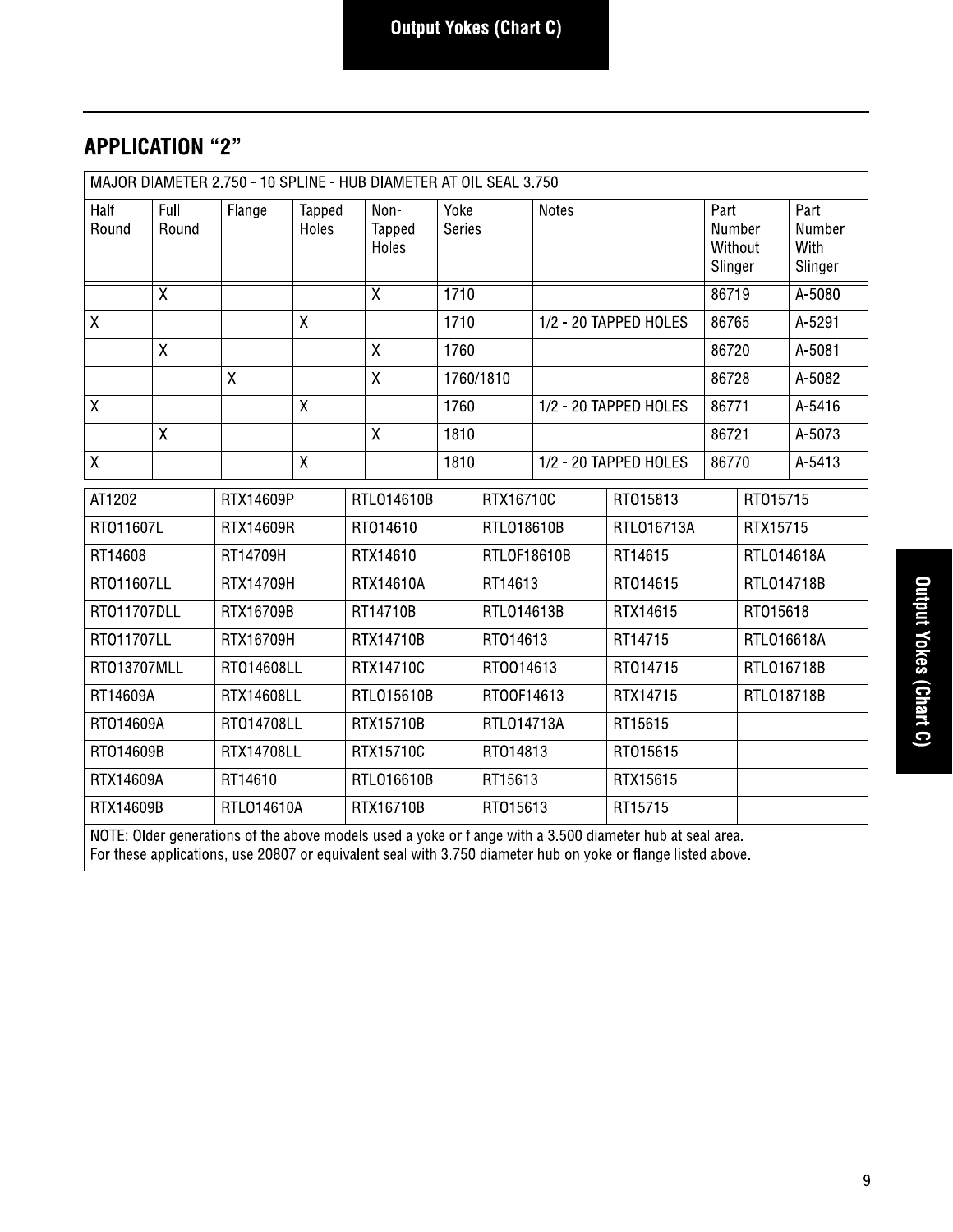## APPLICATION "2"

| MAJOR DIAMETER 2.750 - 10 SPLINE - HUB DIAMETER AT OIL SEAL 3.750 | | | | | | | | |
|---|---|---|---|---|---|---|---|---|
| Half Round | Full Round | Flange | Tapped Holes | Non-Tapped Holes | Yoke Series | Notes | Part Number Without Slinger | Part Number With Slinger |
| | X | | | X | 1710 | | 86719 | A-5080 |
| X | | | X | | 1710 | 1/2 - 20 TAPPED HOLES | 86765 | A-5291 |
| | X | | | X | 1760 | | 86720 | A-5081 |
| | | X | | X | 1760/1810 | | 86728 | A-5082 |
| X | | | X | | 1760 | 1/2 - 20 TAPPED HOLES | 86771 | A-5416 |
| | X | | | X | 1810 | | 86721 | A-5073 |
| X | | | X | | 1810 | 1/2 - 20 TAPPED HOLES | 86770 | A-5413 |

| | | | | | |
|---|---|---|---|---|---|
| AT1202 | RTX14609P | RTLO14610B | RTX16710C | RTO15813 | RTO15715 |
| RTO11607L | RTX14609R | RTO14610 | RTLO18610B | RTLO16713A | RTX15715 |
| RT14608 | RT14709H | RTX14610 | RTLOF18610B | RT14615 | RTLO14618A |
| RTO11607LL | RTX14709H | RTX14610A | RT14613 | RTO14615 | RTLO14718B |
| RTO11707DLL | RTX16709B | RT14710B | RTLO14613B | RTX14615 | RTO15618 |
| RTO11707LL | RTX16709H | RTX14710B | RTO14613 | RT14715 | RTLO16618A |
| RTO13707MLL | RTO14608LL | RTX14710C | RTOO14613 | RTO14715 | RTLO16718B |
| RT14609A | RTX14608LL | RTLO15610B | RTOOF14613 | RTX14715 | RTLO18718B |
| RTO14609A | RTO14708LL | RTX15710B | RTLO14713A | RT15615 | |
| RTO14609B | RTX14708LL | RTX15710C | RTO14813 | RTO15615 | |
| RTX14609A | RT14610 | RTLO16610B | RT15613 | RTX15615 | |
| RTX14609B | RTLO14610A | RTX16710B | RTO15613 | RT15715 | |

NOTE: Older generations of the above models used a yoke or flange with a 3.500 diameter hub at seal area.
For these applications, use 20807 or equivalent seal with 3.750 diameter hub on yoke or flange listed above.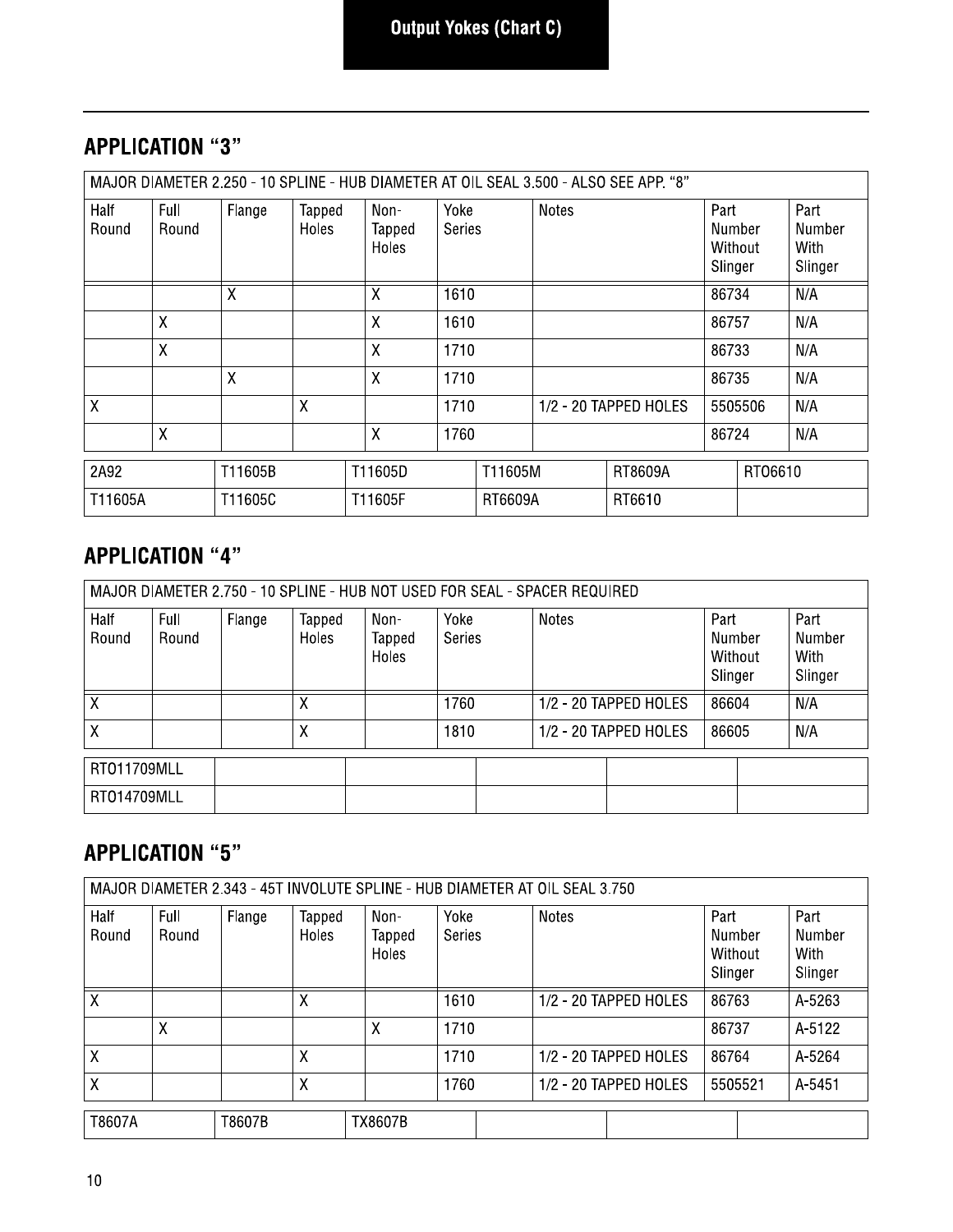## Output Yokes (Chart C)

## APPLICATION "3"

| MAJOR DIAMETER 2.250 - 10 SPLINE - HUB DIAMETER AT OIL SEAL 3.500 - ALSO SEE APP. "8" | | | | | | | | |
|---|---|---|---|---|---|---|---|---|
| Half Round | Full Round | Flange | Tapped Holes | Non-Tapped Holes | Yoke Series | Notes | Part Number Without Slinger | Part Number With Slinger |
| | | X | | X | 1610 | | 86734 | N/A |
| | X | | | X | 1610 | | 86757 | N/A |
| | X | | | X | 1710 | | 86733 | N/A |
| | | X | | X | 1710 | | 86735 | N/A |
| X | | | X | | 1710 | 1/2 - 20 TAPPED HOLES | 5505506 | N/A |
| | X | | | X | 1760 | | 86724 | N/A |

| | | | | | |
|---|---|---|---|---|---|
| 2A92 | T11605B | T11605D | T11605M | RT8609A | RTO6610 |
| T11605A | T11605C | T11605F | RT6609A | RT6610 | |

## APPLICATION "4"

| MAJOR DIAMETER 2.750 - 10 SPLINE - HUB NOT USED FOR SEAL - SPACER REQUIRED | | | | | | | | |
|---|---|---|---|---|---|---|---|---|
| Half Round | Full Round | Flange | Tapped Holes | Non-Tapped Holes | Yoke Series | Notes | Part Number Without Slinger | Part Number With Slinger |
| X | | | X | | 1760 | 1/2 - 20 TAPPED HOLES | 86604 | N/A |
| X | | | X | | 1810 | 1/2 - 20 TAPPED HOLES | 86605 | N/A |

| | | | | | |
|---|---|---|---|---|---|
| RTO11709MLL | | | | | |
| RTO14709MLL | | | | | |

## APPLICATION "5"

| MAJOR DIAMETER 2.343 - 45T INVOLUTE SPLINE - HUB DIAMETER AT OIL SEAL 3.750 | | | | | | | | |
|---|---|---|---|---|---|---|---|---|
| Half Round | Full Round | Flange | Tapped Holes | Non-Tapped Holes | Yoke Series | Notes | Part Number Without Slinger | Part Number With Slinger |
| X | | | X | | 1610 | 1/2 - 20 TAPPED HOLES | 86763 | A-5263 |
| | X | | | X | 1710 | | 86737 | A-5122 |
| X | | | X | | 1710 | 1/2 - 20 TAPPED HOLES | 86764 | A-5264 |
| X | | | X | | 1760 | 1/2 - 20 TAPPED HOLES | 5505521 | A-5451 |

| | | | | | |
|---|---|---|---|---|---|
| T8607A | T8607B | TX8607B | | | |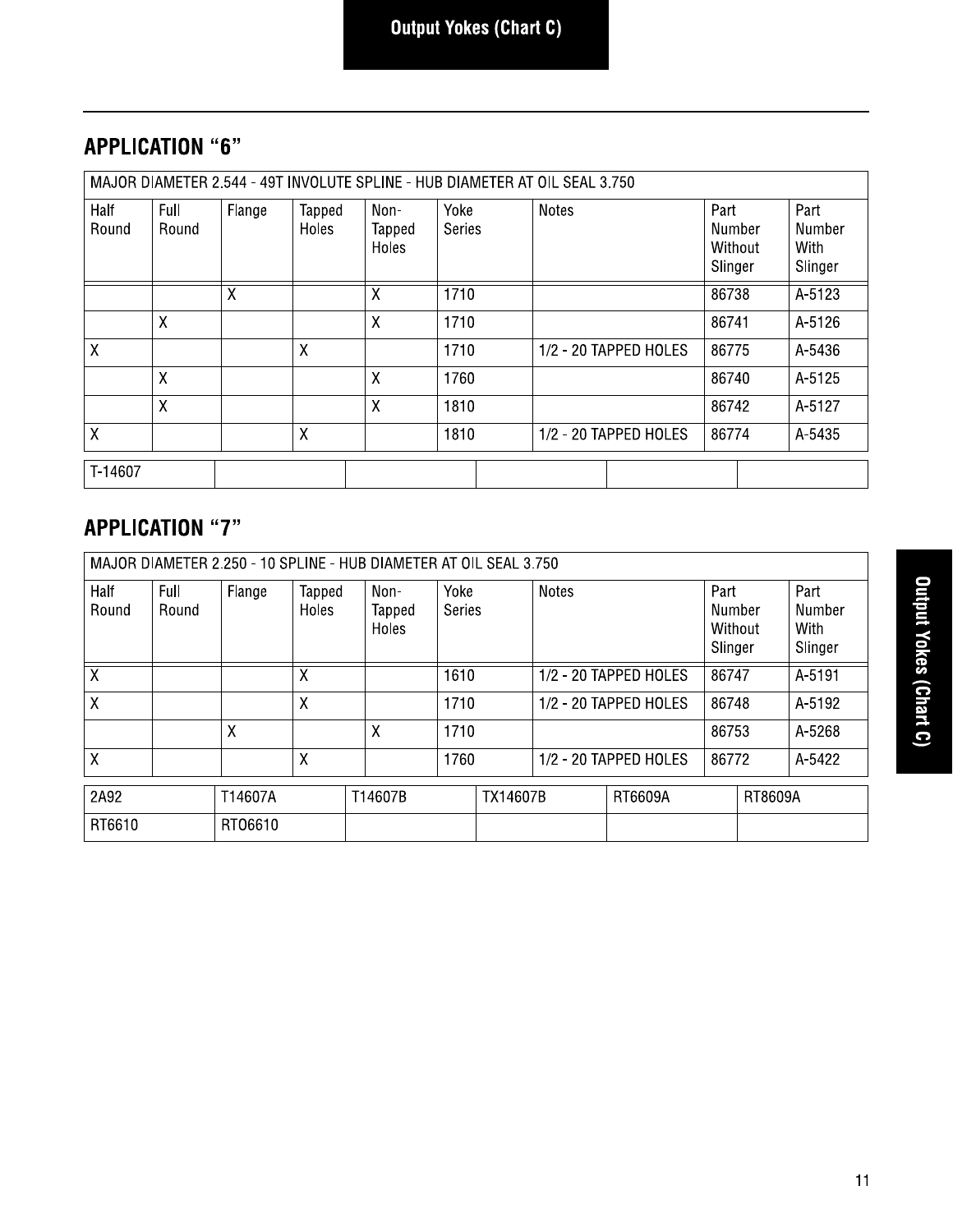## APPLICATION "6"

| MAJOR DIAMETER 2.544 - 49T INVOLUTE SPLINE - HUB DIAMETER AT OIL SEAL 3.750 | | | | | | | | |
|---|---|---|---|---|---|---|---|---|
| Half Round | Full Round | Flange | Tapped Holes | Non-Tapped Holes | Yoke Series | Notes | Part Number Without Slinger | Part Number With Slinger |
| | | X | | X | 1710 | | 86738 | A-5123 |
| | X | | | X | 1710 | | 86741 | A-5126 |
| X | | | X | | 1710 | 1/2 - 20 TAPPED HOLES | 86775 | A-5436 |
| | X | | | X | 1760 | | 86740 | A-5125 |
| | X | | | X | 1810 | | 86742 | A-5127 |
| X | | | X | | 1810 | 1/2 - 20 TAPPED HOLES | 86774 | A-5435 |

| | | | | | |
|---|---|---|---|---|---|
| T-14607 | | | | | |

## APPLICATION "7"

| MAJOR DIAMETER 2.250 - 10 SPLINE - HUB DIAMETER AT OIL SEAL 3.750 | | | | | | | | |
|---|---|---|---|---|---|---|---|---|
| Half Round | Full Round | Flange | Tapped Holes | Non-Tapped Holes | Yoke Series | Notes | Part Number Without Slinger | Part Number With Slinger |
| X | | | X | | 1610 | 1/2 - 20 TAPPED HOLES | 86747 | A-5191 |
| X | | | X | | 1710 | 1/2 - 20 TAPPED HOLES | 86748 | A-5192 |
| | | X | | X | 1710 | | 86753 | A-5268 |
| X | | | X | | 1760 | 1/2 - 20 TAPPED HOLES | 86772 | A-5422 |

| | | | | | |
|---|---|---|---|---|---|
| 2A92 | T14607A | T14607B | TX14607B | RT6609A | RT8609A |
| RT6610 | RTO6610 | | | | |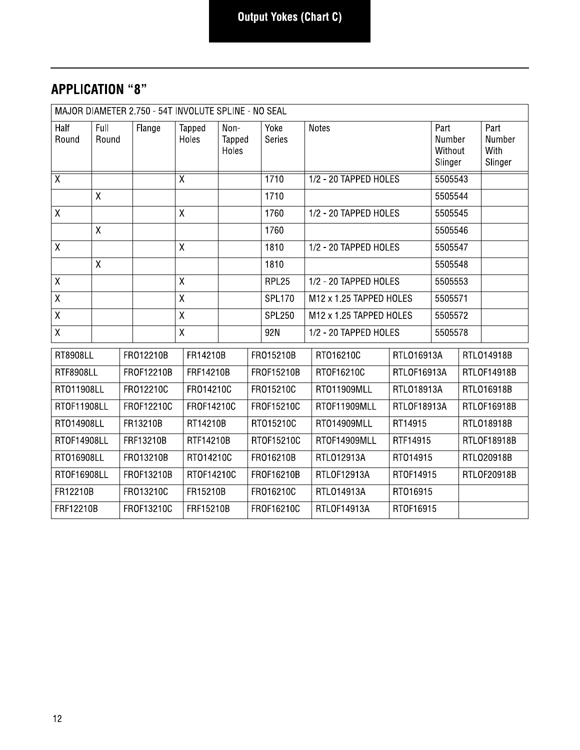# Output Yokes (Chart C)

## APPLICATION "8"

| MAJOR DIAMETER 2.750 - 54T INVOLUTE SPLINE - NO SEAL | | | | | | | | |
|---|---|---|---|---|---|---|---|---|
| Half Round | Full Round | Flange | Tapped Holes | Non-Tapped Holes | Yoke Series | Notes | Part Number Without Slinger | Part Number With Slinger |
| X | | | X | | 1710 | 1/2 - 20 TAPPED HOLES | 5505543 | |
| | X | | | | 1710 | | 5505544 | |
| X | | | X | | 1760 | 1/2 - 20 TAPPED HOLES | 5505545 | |
| | X | | | | 1760 | | 5505546 | |
| X | | | X | | 1810 | 1/2 - 20 TAPPED HOLES | 5505547 | |
| | X | | | | 1810 | | 5505548 | |
| X | | | X | | RPL25 | 1/2 - 20 TAPPED HOLES | 5505553 | |
| X | | | X | | SPL170 | M12 x 1.25 TAPPED HOLES | 5505571 | |
| X | | | X | | SPL250 | M12 x 1.25 TAPPED HOLES | 5505572 | |
| X | | | X | | 92N | 1/2 - 20 TAPPED HOLES | 5505578 | |

| | | | | | | |
|---|---|---|---|---|---|---|
| RT8908LL | FRO12210B | FR14210B | FRO15210B | RTO16210C | RTLO16913A | RTLO14918B |
| RTF8908LL | FROF12210B | FRF14210B | FROF15210B | RTOF16210C | RTLOF16913A | RTLOF14918B |
| RTO11908LL | FRO12210C | FRO14210C | FRO15210C | RTO11909MLL | RTLO18913A | RTLO16918B |
| RTOF11908LL | FROF12210C | FROF14210C | FROF15210C | RTOF11909MLL | RTLOF18913A | RTLOF16918B |
| RTO14908LL | FR13210B | RT14210B | RTO15210C | RTO14909MLL | RT14915 | RTLO18918B |
| RTOF14908LL | FRF13210B | RTF14210B | RTOF15210C | RTOF14909MLL | RTF14915 | RTLOF18918B |
| RTO16908LL | FRO13210B | RTO14210C | FRO16210B | RTLO12913A | RTO14915 | RTLO20918B |
| RTOF16908LL | FROF13210B | RTOF14210C | FROF16210B | RTLOF12913A | RTOF14915 | RTLOF20918B |
| FR12210B | FRO13210C | FR15210B | FRO16210C | RTLO14913A | RTO16915 | |
| FRF12210B | FROF13210C | FRF15210B | FROF16210C | RTLOF14913A | RTOF16915 | |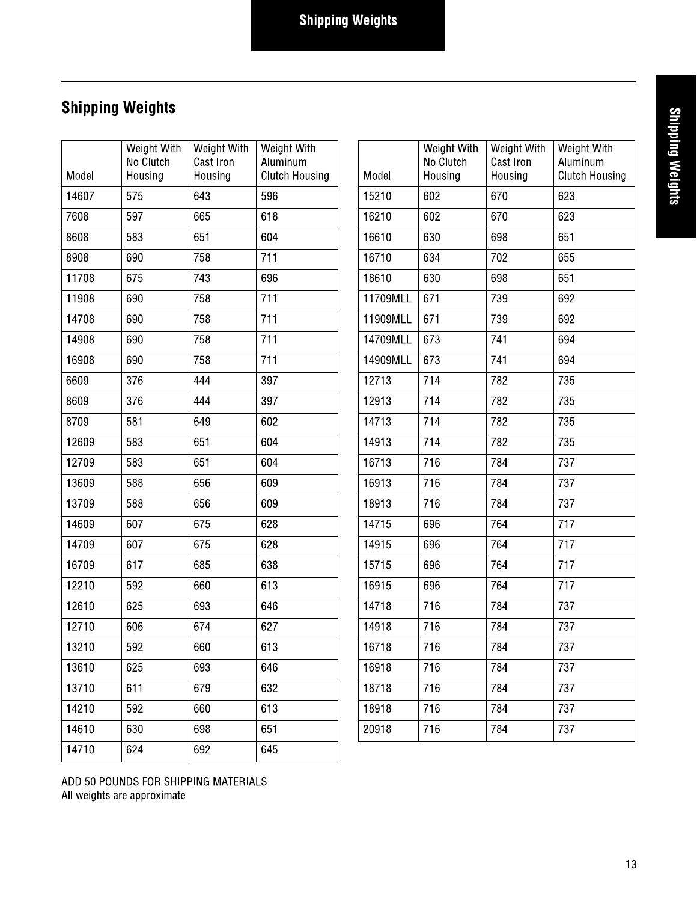## Shipping Weights

| Model | Weight With No Clutch Housing | Weight With Cast Iron Housing | Weight With Aluminum Clutch Housing |
|---|---|---|---|
| 14607 | 575 | 643 | 596 |
| 7608 | 597 | 665 | 618 |
| 8608 | 583 | 651 | 604 |
| 8908 | 690 | 758 | 711 |
| 11708 | 675 | 743 | 696 |
| 11908 | 690 | 758 | 711 |
| 14708 | 690 | 758 | 711 |
| 14908 | 690 | 758 | 711 |
| 16908 | 690 | 758 | 711 |
| 6609 | 376 | 444 | 397 |
| 8609 | 376 | 444 | 397 |
| 8709 | 581 | 649 | 602 |
| 12609 | 583 | 651 | 604 |
| 12709 | 583 | 651 | 604 |
| 13609 | 588 | 656 | 609 |
| 13709 | 588 | 656 | 609 |
| 14609 | 607 | 675 | 628 |
| 14709 | 607 | 675 | 628 |
| 16709 | 617 | 685 | 638 |
| 12210 | 592 | 660 | 613 |
| 12610 | 625 | 693 | 646 |
| 12710 | 606 | 674 | 627 |
| 13210 | 592 | 660 | 613 |
| 13610 | 625 | 693 | 646 |
| 13710 | 611 | 679 | 632 |
| 14210 | 592 | 660 | 613 |
| 14610 | 630 | 698 | 651 |
| 14710 | 624 | 692 | 645 |
| 15210 | 602 | 670 | 623 |
| 16210 | 602 | 670 | 623 |
| 16610 | 630 | 698 | 651 |
| 16710 | 634 | 702 | 655 |
| 18610 | 630 | 698 | 651 |
| 11709MLL | 671 | 739 | 692 |
| 11909MLL | 671 | 739 | 692 |
| 14709MLL | 673 | 741 | 694 |
| 14909MLL | 673 | 741 | 694 |
| 12713 | 714 | 782 | 735 |
| 12913 | 714 | 782 | 735 |
| 14713 | 714 | 782 | 735 |
| 14913 | 714 | 782 | 735 |
| 16713 | 716 | 784 | 737 |
| 16913 | 716 | 784 | 737 |
| 18913 | 716 | 784 | 737 |
| 14715 | 696 | 764 | 717 |
| 14915 | 696 | 764 | 717 |
| 15715 | 696 | 764 | 717 |
| 16915 | 696 | 764 | 717 |
| 14718 | 716 | 784 | 737 |
| 14918 | 716 | 784 | 737 |
| 16718 | 716 | 784 | 737 |
| 16918 | 716 | 784 | 737 |
| 18718 | 716 | 784 | 737 |
| 18918 | 716 | 784 | 737 |
| 20918 | 716 | 784 | 737 |

ADD 50 POUNDS FOR SHIPPING MATERIALS
All weights are approximate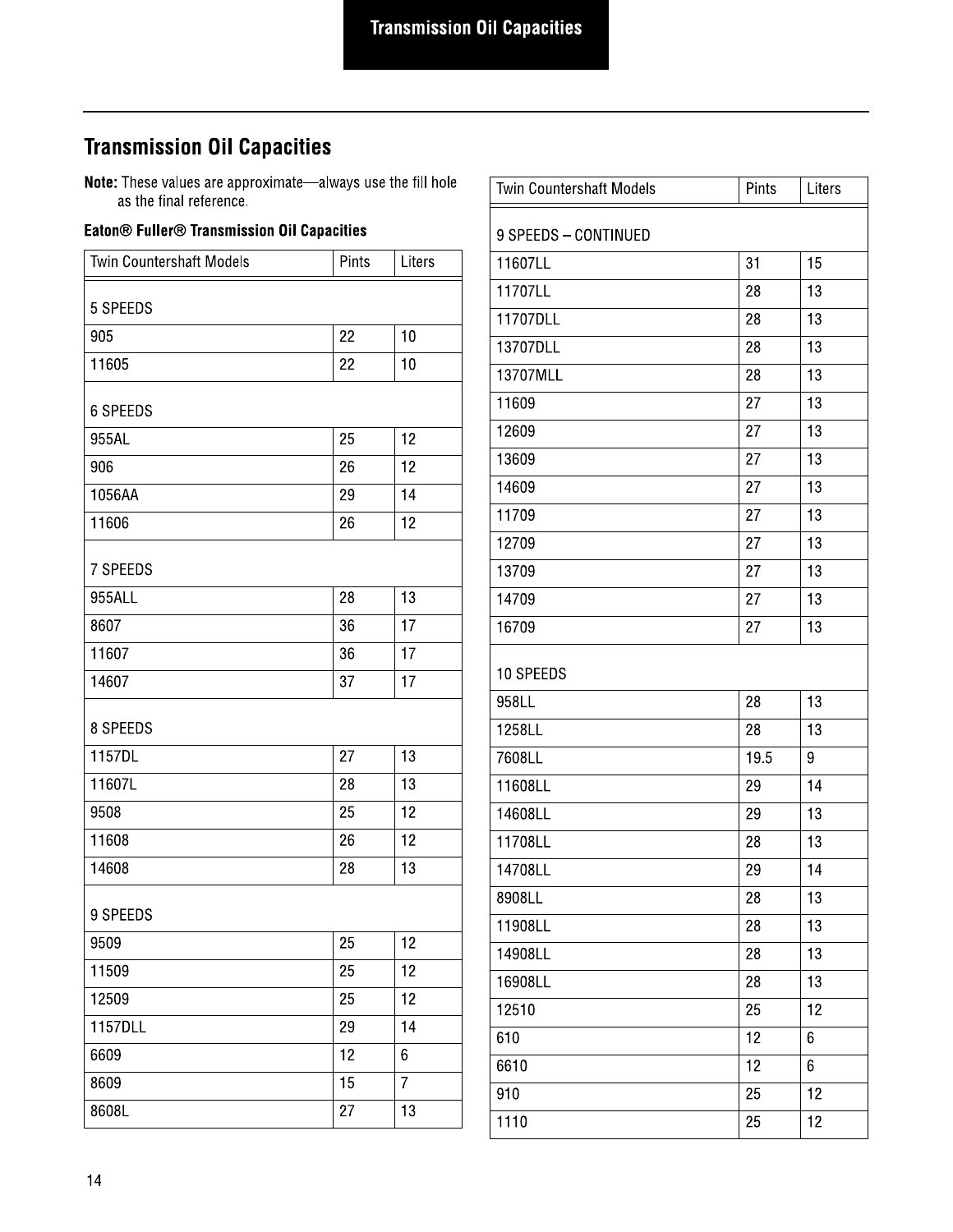## Transmission Oil Capacities

**Note:** These values are approximate—always use the fill hole as the final reference.

### Eaton® Fuller® Transmission Oil Capacities

| Twin Countershaft Models | Pints | Liters |
|---|---|---|
| 5 SPEEDS | | |
| 905 | 22 | 10 |
| 11605 | 22 | 10 |
| 6 SPEEDS | | |
| 955AL | 25 | 12 |
| 906 | 26 | 12 |
| 1056AA | 29 | 14 |
| 11606 | 26 | 12 |
| 7 SPEEDS | | |
| 955ALL | 28 | 13 |
| 8607 | 36 | 17 |
| 11607 | 36 | 17 |
| 14607 | 37 | 17 |
| 8 SPEEDS | | |
| 1157DL | 27 | 13 |
| 11607L | 28 | 13 |
| 9508 | 25 | 12 |
| 11608 | 26 | 12 |
| 14608 | 28 | 13 |
| 9 SPEEDS | | |
| 9509 | 25 | 12 |
| 11509 | 25 | 12 |
| 12509 | 25 | 12 |
| 1157DLL | 29 | 14 |
| 6609 | 12 | 6 |
| 8609 | 15 | 7 |
| 8608L | 27 | 13 |
| 9 SPEEDS – CONTINUED | | |
| 11607LL | 31 | 15 |
| 11707LL | 28 | 13 |
| 11707DLL | 28 | 13 |
| 13707DLL | 28 | 13 |
| 13707MLL | 28 | 13 |
| 11609 | 27 | 13 |
| 12609 | 27 | 13 |
| 13609 | 27 | 13 |
| 14609 | 27 | 13 |
| 11709 | 27 | 13 |
| 12709 | 27 | 13 |
| 13709 | 27 | 13 |
| 14709 | 27 | 13 |
| 16709 | 27 | 13 |
| 10 SPEEDS | | |
| 958LL | 28 | 13 |
| 1258LL | 28 | 13 |
| 7608LL | 19.5 | 9 |
| 11608LL | 29 | 14 |
| 14608LL | 29 | 13 |
| 11708LL | 28 | 13 |
| 14708LL | 29 | 14 |
| 8908LL | 28 | 13 |
| 11908LL | 28 | 13 |
| 14908LL | 28 | 13 |
| 16908LL | 28 | 13 |
| 12510 | 25 | 12 |
| 610 | 12 | 6 |
| 6610 | 12 | 6 |
| 910 | 25 | 12 |
| 1110 | 25 | 12 |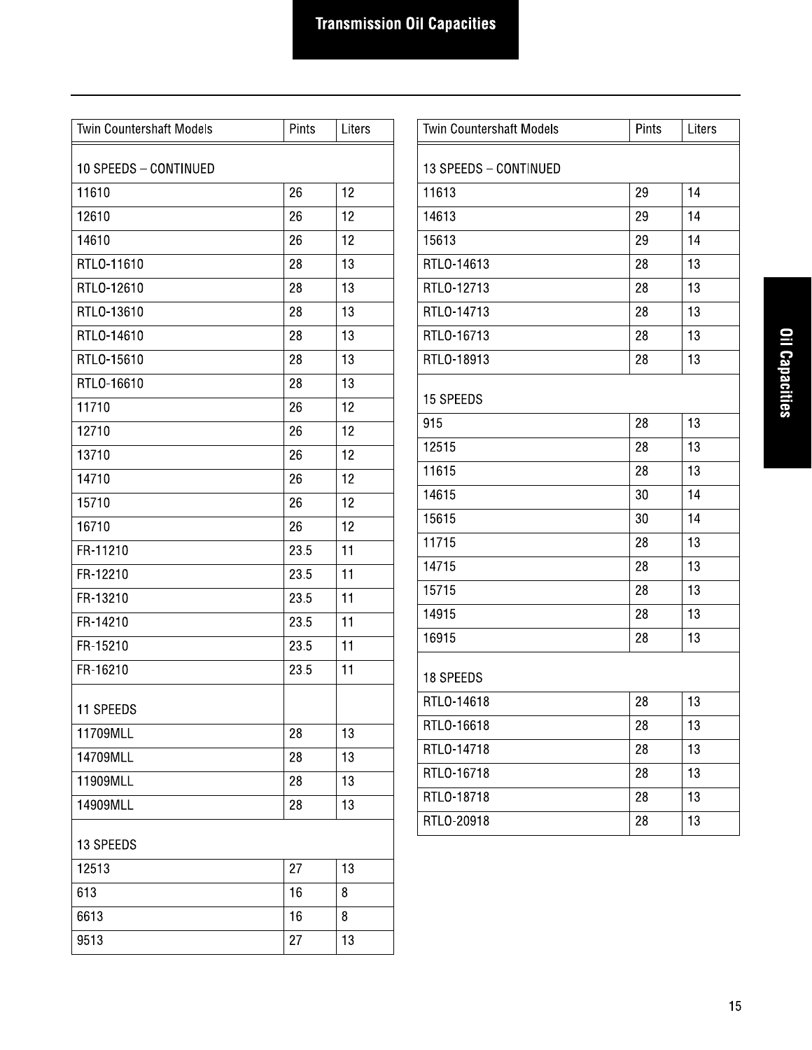## Transmission Oil Capacities

| Twin Countershaft Models | Pints | Liters |
| --- | --- | --- |
| 10 SPEEDS – CONTINUED | | |
| 11610 | 26 | 12 |
| 12610 | 26 | 12 |
| 14610 | 26 | 12 |
| RTLO-11610 | 28 | 13 |
| RTLO-12610 | 28 | 13 |
| RTLO-13610 | 28 | 13 |
| RTLO-14610 | 28 | 13 |
| RTLO-15610 | 28 | 13 |
| RTLO-16610 | 28 | 13 |
| 11710 | 26 | 12 |
| 12710 | 26 | 12 |
| 13710 | 26 | 12 |
| 14710 | 26 | 12 |
| 15710 | 26 | 12 |
| 16710 | 26 | 12 |
| FR-11210 | 23.5 | 11 |
| FR-12210 | 23.5 | 11 |
| FR-13210 | 23.5 | 11 |
| FR-14210 | 23.5 | 11 |
| FR-15210 | 23.5 | 11 |
| FR-16210 | 23.5 | 11 |
| 11 SPEEDS | | |
| 11709MLL | 28 | 13 |
| 14709MLL | 28 | 13 |
| 11909MLL | 28 | 13 |
| 14909MLL | 28 | 13 |
| 13 SPEEDS | | |
| 12513 | 27 | 13 |
| 613 | 16 | 8 |
| 6613 | 16 | 8 |
| 9513 | 27 | 13 |

| Twin Countershaft Models | Pints | Liters |
| --- | --- | --- |
| 13 SPEEDS – CONTINUED | | |
| 11613 | 29 | 14 |
| 14613 | 29 | 14 |
| 15613 | 29 | 14 |
| RTLO-14613 | 28 | 13 |
| RTLO-12713 | 28 | 13 |
| RTLO-14713 | 28 | 13 |
| RTLO-16713 | 28 | 13 |
| RTLO-18913 | 28 | 13 |
| 15 SPEEDS | | |
| 915 | 28 | 13 |
| 12515 | 28 | 13 |
| 11615 | 28 | 13 |
| 14615 | 30 | 14 |
| 15615 | 30 | 14 |
| 11715 | 28 | 13 |
| 14715 | 28 | 13 |
| 15715 | 28 | 13 |
| 14915 | 28 | 13 |
| 16915 | 28 | 13 |
| 18 SPEEDS | | |
| RTLO-14618 | 28 | 13 |
| RTLO-16618 | 28 | 13 |
| RTLO-14718 | 28 | 13 |
| RTLO-16718 | 28 | 13 |
| RTLO-18718 | 28 | 13 |
| RTLO-20918 | 28 | 13 |